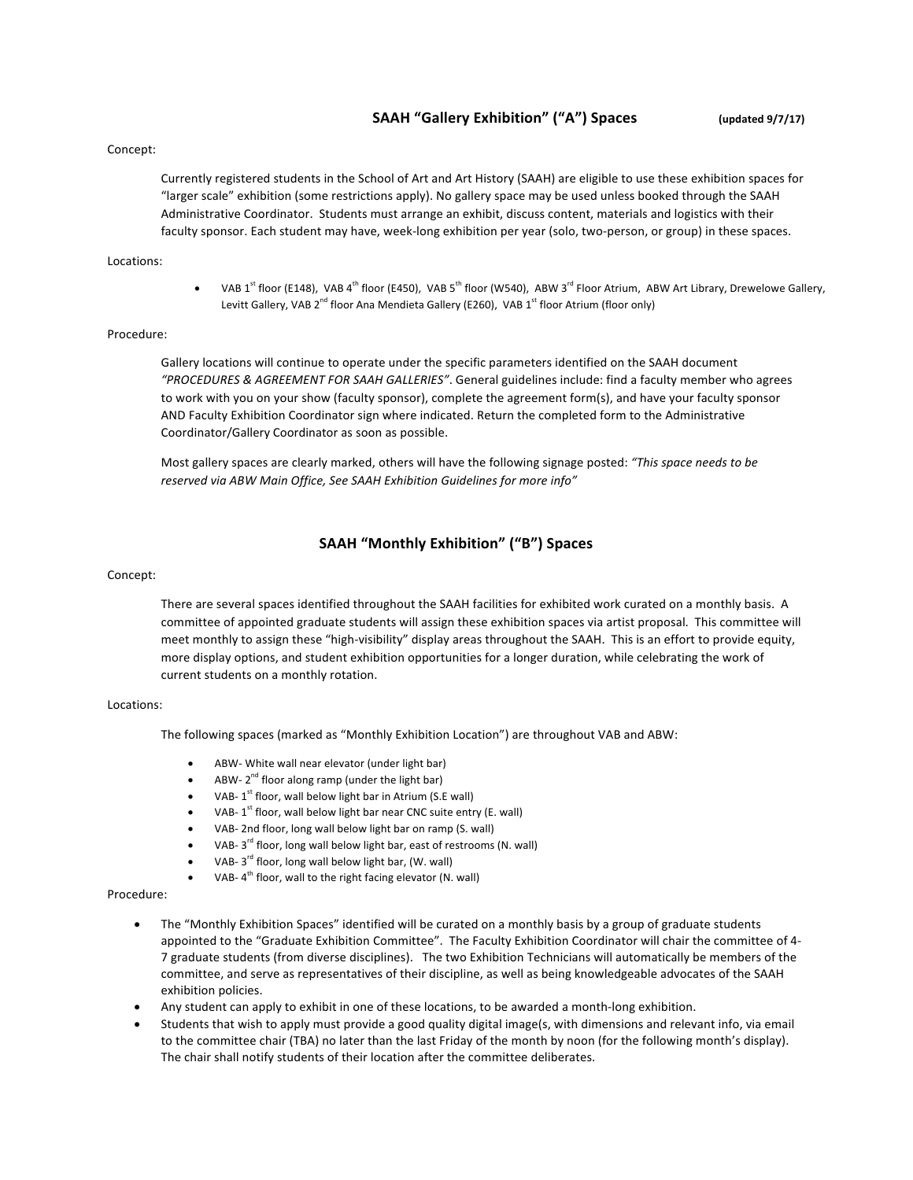## SAAH "Gallery Exhibition" ("A") Spaces **(updated 9/7/17)**

Concept:

Currently registered students in the School of Art and Art History (SAAH) are eligible to use these exhibition spaces for "larger scale" exhibition (some restrictions apply). No gallery space may be used unless booked through the SAAH Administrative Coordinator. Students must arrange an exhibit, discuss content, materials and logistics with their faculty sponsor. Each student may have, week-long exhibition per year (solo, two-person, or group) in these spaces.

Locations:

- VAB 1st floor (E148), VAB 4th floor (E450), VAB 5th floor (W540), ABW 3rd Floor Atrium, ABW Art Library, Drewelowe Gallery, Levitt Gallery, VAB 2nd floor Ana Mendieta Gallery (E260), VAB 1st floor Atrium (floor only)

Procedure:

Gallery locations will continue to operate under the specific parameters identified on the SAAH document *"PROCEDURES & AGREEMENT FOR SAAH GALLERIES"*. General guidelines include: find a faculty member who agrees to work with you on your show (faculty sponsor), complete the agreement form(s), and have your faculty sponsor AND Faculty Exhibition Coordinator sign where indicated. Return the completed form to the Administrative Coordinator/Gallery Coordinator as soon as possible.

Most gallery spaces are clearly marked, others will have the following signage posted: *"This space needs to be reserved via ABW Main Office, See SAAH Exhibition Guidelines for more info"*

## SAAH "Monthly Exhibition" ("B") Spaces

Concept:

There are several spaces identified throughout the SAAH facilities for exhibited work curated on a monthly basis. A committee of appointed graduate students will assign these exhibition spaces via artist proposal. This committee will meet monthly to assign these "high-visibility" display areas throughout the SAAH. This is an effort to provide equity, more display options, and student exhibition opportunities for a longer duration, while celebrating the work of current students on a monthly rotation.

Locations:

The following spaces (marked as "Monthly Exhibition Location") are throughout VAB and ABW:

- ABW- White wall near elevator (under light bar)
- ABW- 2nd floor along ramp (under the light bar)
- VAB- 1st floor, wall below light bar in Atrium (S.E wall)
- VAB- 1st floor, wall below light bar near CNC suite entry (E. wall)
- VAB- 2nd floor, long wall below light bar on ramp (S. wall)
- VAB- 3rd floor, long wall below light bar, east of restrooms (N. wall)
- VAB- 3rd floor, long wall below light bar, (W. wall)
- VAB- 4th floor, wall to the right facing elevator (N. wall)

Procedure:

- The "Monthly Exhibition Spaces" identified will be curated on a monthly basis by a group of graduate students appointed to the "Graduate Exhibition Committee". The Faculty Exhibition Coordinator will chair the committee of 4-7 graduate students (from diverse disciplines). The two Exhibition Technicians will automatically be members of the committee, and serve as representatives of their discipline, as well as being knowledgeable advocates of the SAAH exhibition policies.
- Any student can apply to exhibit in one of these locations, to be awarded a month-long exhibition.
- Students that wish to apply must provide a good quality digital image(s, with dimensions and relevant info, via email to the committee chair (TBA) no later than the last Friday of the month by noon (for the following month's display). The chair shall notify students of their location after the committee deliberates.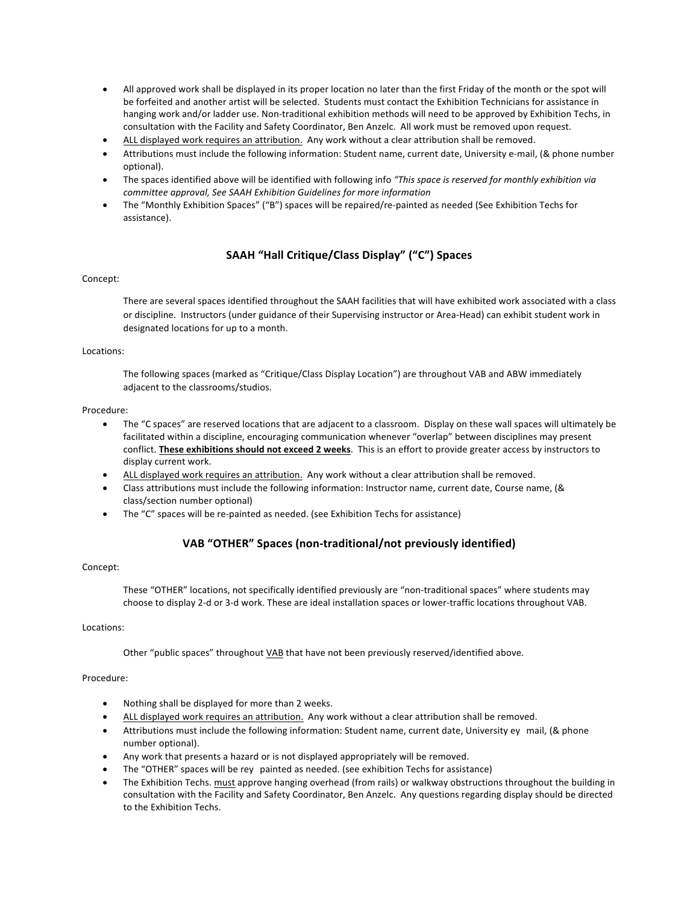- All approved work shall be displayed in its proper location no later than the first Friday of the month or the spot will be forfeited and another artist will be selected. Students must contact the Exhibition Technicians for assistance in hanging work and/or ladder use. Non-traditional exhibition methods will need to be approved by Exhibition Techs, in consultation with the Facility and Safety Coordinator, Ben Anzelc. All work must be removed upon request.
- ALL displayed work requires an attribution. Any work without a clear attribution shall be removed.
- Attributions must include the following information: Student name, current date, University e-mail, (& phone number optional).
- The spaces identified above will be identified with following info *"This space is reserved for monthly exhibition via committee approval, See SAAH Exhibition Guidelines for more information*
- The "Monthly Exhibition Spaces" ("B") spaces will be repaired/re-painted as needed (See Exhibition Techs for assistance).

## SAAH "Hall Critique/Class Display" ("C") Spaces

Concept:

There are several spaces identified throughout the SAAH facilities that will have exhibited work associated with a class or discipline. Instructors (under guidance of their Supervising instructor or Area-Head) can exhibit student work in designated locations for up to a month.

Locations:

The following spaces (marked as "Critique/Class Display Location") are throughout VAB and ABW immediately adjacent to the classrooms/studios.

Procedure:

- The "C spaces" are reserved locations that are adjacent to a classroom. Display on these wall spaces will ultimately be facilitated within a discipline, encouraging communication whenever "overlap" between disciplines may present conflict. **These exhibitions should not exceed 2 weeks**. This is an effort to provide greater access by instructors to display current work.
- ALL displayed work requires an attribution. Any work without a clear attribution shall be removed.
- Class attributions must include the following information: Instructor name, current date, Course name, (& class/section number optional)
- The "C" spaces will be re-painted as needed. (see Exhibition Techs for assistance)

## VAB "OTHER" Spaces (non-traditional/not previously identified)

Concept:

These "OTHER" locations, not specifically identified previously are "non-traditional spaces" where students may choose to display 2-d or 3-d work. These are ideal installation spaces or lower-traffic locations throughout VAB.

Locations:

Other "public spaces" throughout VAB that have not been previously reserved/identified above.

Procedure:

- Nothing shall be displayed for more than 2 weeks.
- ALL displayed work requires an attribution. Any work without a clear attribution shall be removed.
- Attributions must include the following information: Student name, current date, University ey mail, (& phone number optional).
- Any work that presents a hazard or is not displayed appropriately will be removed.
- The "OTHER" spaces will be rey painted as needed. (see exhibition Techs for assistance)
- The Exhibition Techs. must approve hanging overhead (from rails) or walkway obstructions throughout the building in consultation with the Facility and Safety Coordinator, Ben Anzelc. Any questions regarding display should be directed to the Exhibition Techs.